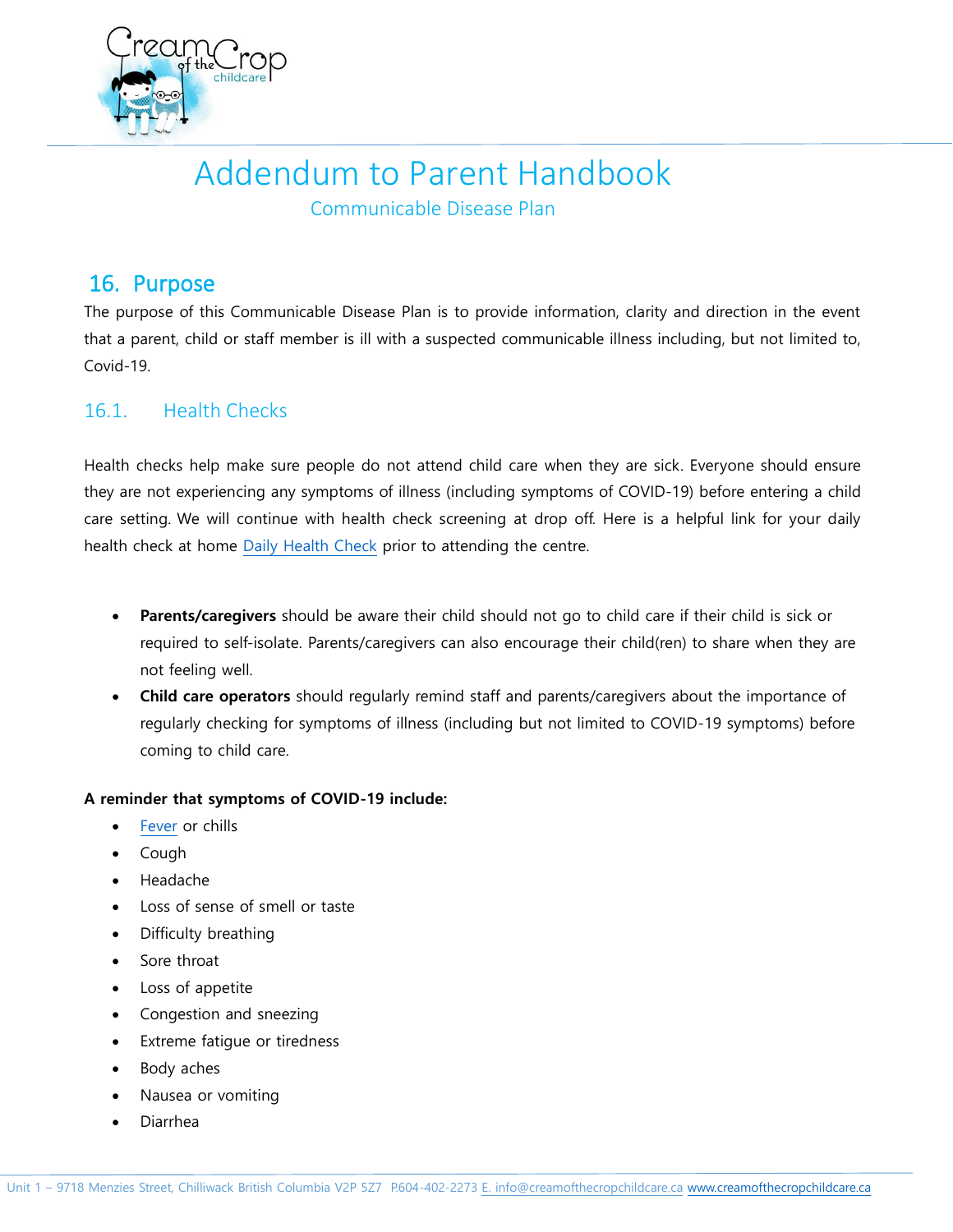# Addendum to Parent Handbook

Communicable Disease Plan

## 16. Purpose

The purpose of this Communicable Disease Plan is to provide information, clarity and direction in the event that a parent, child or staff member is ill with a suspected communicable illness including, but not limited to, Covid-19.

### 16.1. Health Checks

Health checks help make sure people do not attend child care when they are sick. Everyone should ensure they are not experiencing any symptoms of illness (including symptoms of COVID-19) before entering a child care setting. We will continue with health check screening at drop off. Here is a helpful link for your daily health check at home Daily Health Check prior to attending the centre.

- **Parents/caregivers** should be aware their child should not go to child care if their child is sick or required to self-isolate. Parents/caregivers can also encourage their child(ren) to share when they are not feeling well.
- **Child care operators** should regularly remind staff and parents/caregivers about the importance of regularly checking for symptoms of illness (including but not limited to COVID-19 symptoms) before coming to child care.

**A reminder that symptoms of COVID-19 include:**

- Fever or chills
- Cough
- Headache
- Loss of sense of smell or taste
- Difficulty breathing
- Sore throat
- Loss of appetite
- Congestion and sneezing
- Extreme fatigue or tiredness
- Body aches
- Nausea or vomiting
- Diarrhea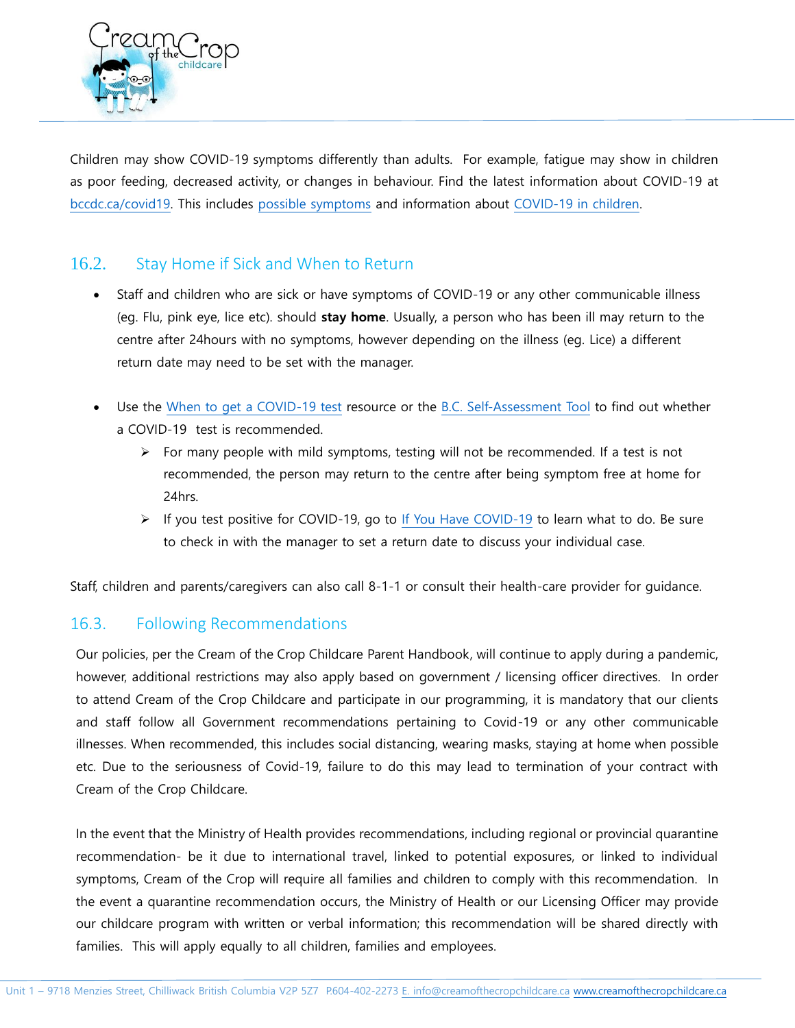Children may show COVID-19 symptoms differently than adults. For example, fatigue may show in children as poor feeding, decreased activity, or changes in behaviour. Find the latest information about COVID-19 at bccdc.ca/covid19. This includes possible symptoms and information about COVID-19 in children.

## 16.2. Stay Home if Sick and When to Return

- Staff and children who are sick or have symptoms of COVID-19 or any other communicable illness (eg. Flu, pink eye, lice etc). should **stay home**. Usually, a person who has been ill may return to the centre after 24hours with no symptoms, however depending on the illness (eg. Lice) a different return date may need to be set with the manager.

- Use the When to get a COVID-19 test resource or the B.C. Self-Assessment Tool to find out whether a COVID-19 test is recommended.
  - For many people with mild symptoms, testing will not be recommended. If a test is not recommended, the person may return to the centre after being symptom free at home for 24hrs.
  - If you test positive for COVID-19, go to If You Have COVID-19 to learn what to do. Be sure to check in with the manager to set a return date to discuss your individual case.

Staff, children and parents/caregivers can also call 8-1-1 or consult their health-care provider for guidance.

## 16.3. Following Recommendations

Our policies, per the Cream of the Crop Childcare Parent Handbook, will continue to apply during a pandemic, however, additional restrictions may also apply based on government / licensing officer directives. In order to attend Cream of the Crop Childcare and participate in our programming, it is mandatory that our clients and staff follow all Government recommendations pertaining to Covid-19 or any other communicable illnesses. When recommended, this includes social distancing, wearing masks, staying at home when possible etc. Due to the seriousness of Covid-19, failure to do this may lead to termination of your contract with Cream of the Crop Childcare.

In the event that the Ministry of Health provides recommendations, including regional or provincial quarantine recommendation- be it due to international travel, linked to potential exposures, or linked to individual symptoms, Cream of the Crop will require all families and children to comply with this recommendation. In the event a quarantine recommendation occurs, the Ministry of Health or our Licensing Officer may provide our childcare program with written or verbal information; this recommendation will be shared directly with families. This will apply equally to all children, families and employees.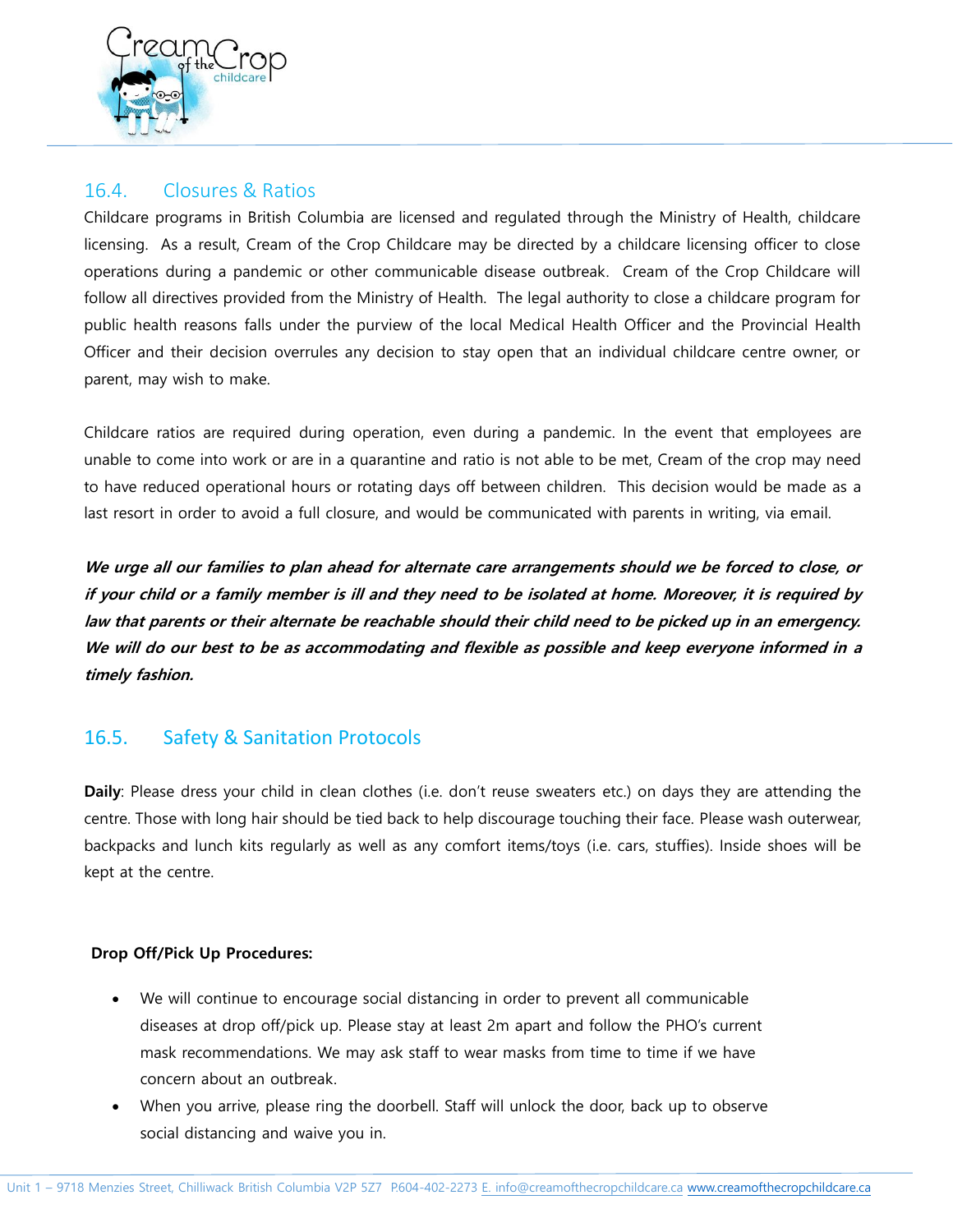## 16.4. Closures & Ratios

Childcare programs in British Columbia are licensed and regulated through the Ministry of Health, childcare licensing. As a result, Cream of the Crop Childcare may be directed by a childcare licensing officer to close operations during a pandemic or other communicable disease outbreak. Cream of the Crop Childcare will follow all directives provided from the Ministry of Health. The legal authority to close a childcare program for public health reasons falls under the purview of the local Medical Health Officer and the Provincial Health Officer and their decision overrules any decision to stay open that an individual childcare centre owner, or parent, may wish to make.

Childcare ratios are required during operation, even during a pandemic. In the event that employees are unable to come into work or are in a quarantine and ratio is not able to be met, Cream of the crop may need to have reduced operational hours or rotating days off between children. This decision would be made as a last resort in order to avoid a full closure, and would be communicated with parents in writing, via email.

***We urge all our families to plan ahead for alternate care arrangements should we be forced to close, or if your child or a family member is ill and they need to be isolated at home. Moreover, it is required by law that parents or their alternate be reachable should their child need to be picked up in an emergency. We will do our best to be as accommodating and flexible as possible and keep everyone informed in a timely fashion.***

## 16.5. Safety & Sanitation Protocols

**Daily**: Please dress your child in clean clothes (i.e. don't reuse sweaters etc.) on days they are attending the centre. Those with long hair should be tied back to help discourage touching their face. Please wash outerwear, backpacks and lunch kits regularly as well as any comfort items/toys (i.e. cars, stuffies). Inside shoes will be kept at the centre.

**Drop Off/Pick Up Procedures:**

- We will continue to encourage social distancing in order to prevent all communicable diseases at drop off/pick up. Please stay at least 2m apart and follow the PHO's current mask recommendations. We may ask staff to wear masks from time to time if we have concern about an outbreak.
- When you arrive, please ring the doorbell. Staff will unlock the door, back up to observe social distancing and waive you in.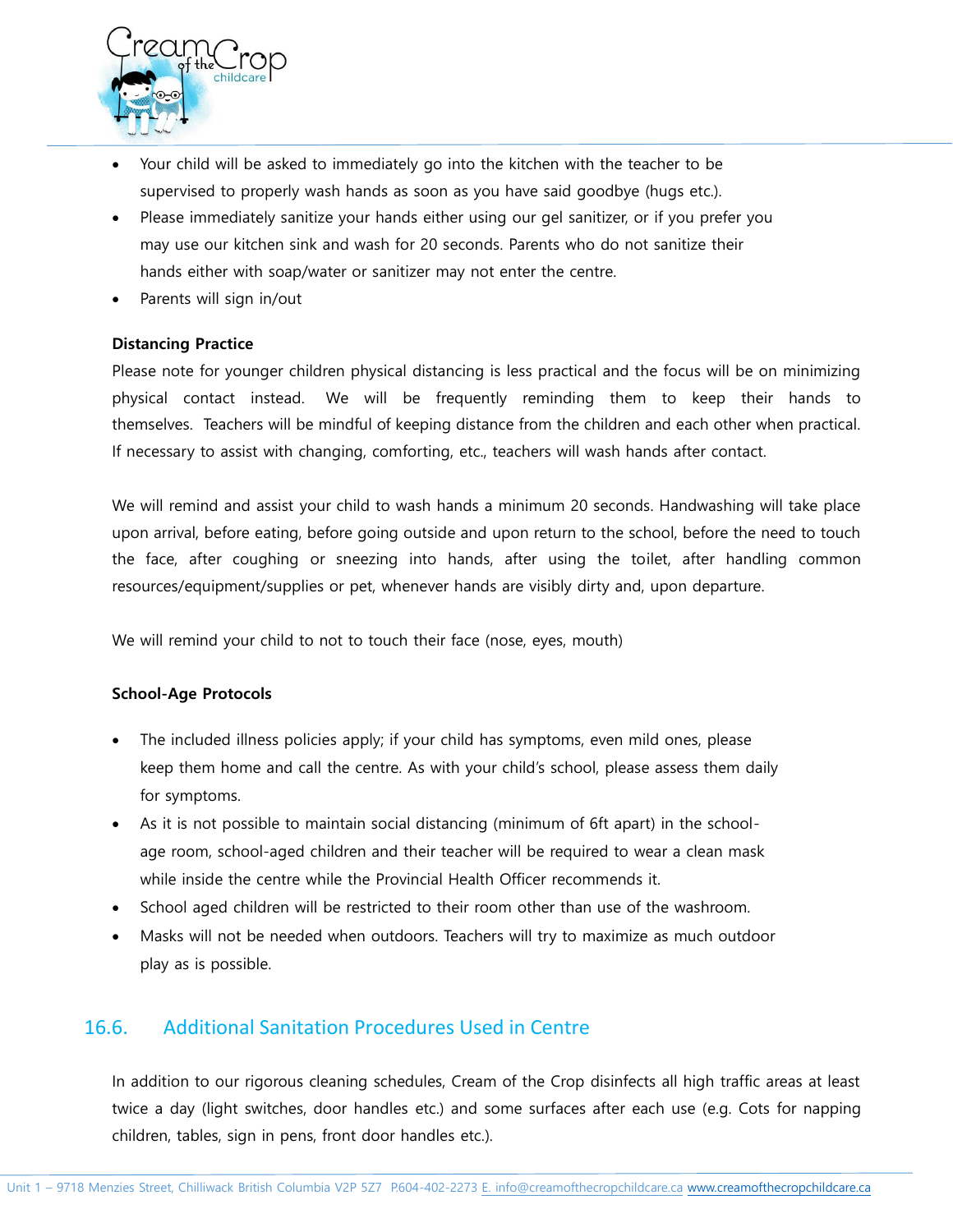- Your child will be asked to immediately go into the kitchen with the teacher to be supervised to properly wash hands as soon as you have said goodbye (hugs etc.).
- Please immediately sanitize your hands either using our gel sanitizer, or if you prefer you may use our kitchen sink and wash for 20 seconds. Parents who do not sanitize their hands either with soap/water or sanitizer may not enter the centre.
- Parents will sign in/out

**Distancing Practice**

Please note for younger children physical distancing is less practical and the focus will be on minimizing physical contact instead. We will be frequently reminding them to keep their hands to themselves. Teachers will be mindful of keeping distance from the children and each other when practical. If necessary to assist with changing, comforting, etc., teachers will wash hands after contact.

We will remind and assist your child to wash hands a minimum 20 seconds. Handwashing will take place upon arrival, before eating, before going outside and upon return to the school, before the need to touch the face, after coughing or sneezing into hands, after using the toilet, after handling common resources/equipment/supplies or pet, whenever hands are visibly dirty and, upon departure.

We will remind your child to not to touch their face (nose, eyes, mouth)

**School-Age Protocols**

- The included illness policies apply; if your child has symptoms, even mild ones, please keep them home and call the centre. As with your child's school, please assess them daily for symptoms.
- As it is not possible to maintain social distancing (minimum of 6ft apart) in the school-age room, school-aged children and their teacher will be required to wear a clean mask while inside the centre while the Provincial Health Officer recommends it.
- School aged children will be restricted to their room other than use of the washroom.
- Masks will not be needed when outdoors. Teachers will try to maximize as much outdoor play as is possible.

## 16.6. Additional Sanitation Procedures Used in Centre

In addition to our rigorous cleaning schedules, Cream of the Crop disinfects all high traffic areas at least twice a day (light switches, door handles etc.) and some surfaces after each use (e.g. Cots for napping children, tables, sign in pens, front door handles etc.).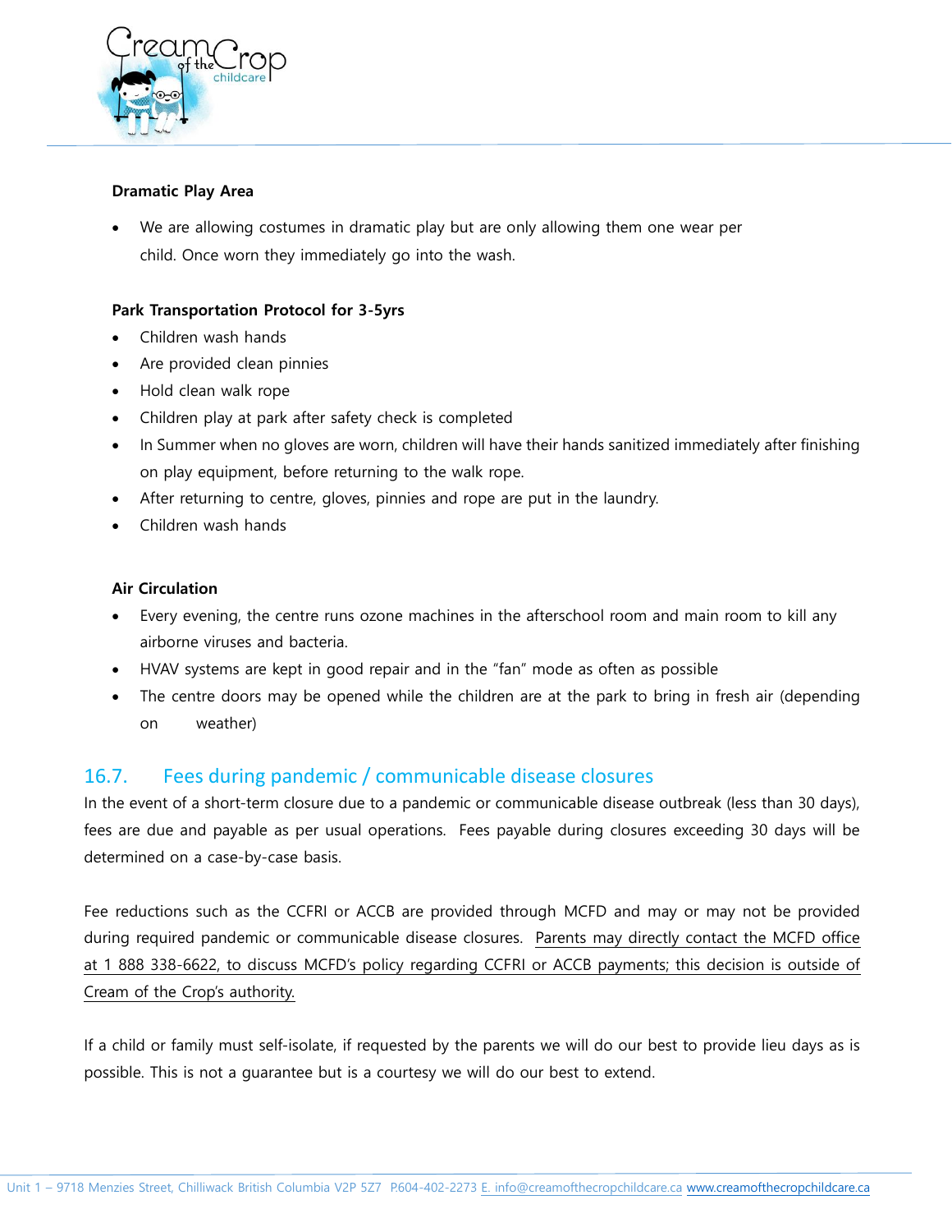**Dramatic Play Area**

- We are allowing costumes in dramatic play but are only allowing them one wear per child. Once worn they immediately go into the wash.

**Park Transportation Protocol for 3-5yrs**

- Children wash hands
- Are provided clean pinnies
- Hold clean walk rope
- Children play at park after safety check is completed
- In Summer when no gloves are worn, children will have their hands sanitized immediately after finishing on play equipment, before returning to the walk rope.
- After returning to centre, gloves, pinnies and rope are put in the laundry.
- Children wash hands

**Air Circulation**

- Every evening, the centre runs ozone machines in the afterschool room and main room to kill any airborne viruses and bacteria.
- HVAV systems are kept in good repair and in the "fan" mode as often as possible
- The centre doors may be opened while the children are at the park to bring in fresh air (depending on weather)

## 16.7. Fees during pandemic / communicable disease closures

In the event of a short-term closure due to a pandemic or communicable disease outbreak (less than 30 days), fees are due and payable as per usual operations. Fees payable during closures exceeding 30 days will be determined on a case-by-case basis.

Fee reductions such as the CCFRI or ACCB are provided through MCFD and may or may not be provided during required pandemic or communicable disease closures. Parents may directly contact the MCFD office at 1 888 338-6622, to discuss MCFD's policy regarding CCFRI or ACCB payments; this decision is outside of Cream of the Crop's authority.

If a child or family must self-isolate, if requested by the parents we will do our best to provide lieu days as is possible. This is not a guarantee but is a courtesy we will do our best to extend.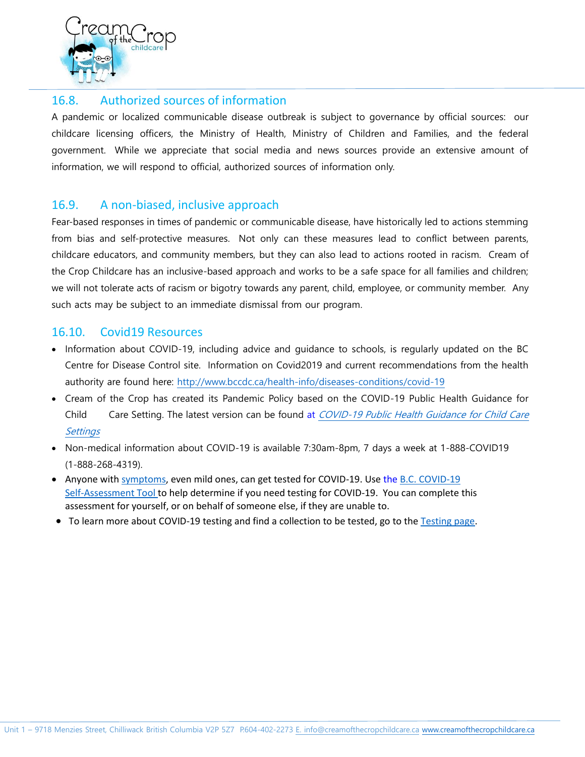## 16.8. Authorized sources of information

A pandemic or localized communicable disease outbreak is subject to governance by official sources: our childcare licensing officers, the Ministry of Health, Ministry of Children and Families, and the federal government. While we appreciate that social media and news sources provide an extensive amount of information, we will respond to official, authorized sources of information only.

## 16.9. A non-biased, inclusive approach

Fear-based responses in times of pandemic or communicable disease, have historically led to actions stemming from bias and self-protective measures. Not only can these measures lead to conflict between parents, childcare educators, and community members, but they can also lead to actions rooted in racism. Cream of the Crop Childcare has an inclusive-based approach and works to be a safe space for all families and children; we will not tolerate acts of racism or bigotry towards any parent, child, employee, or community member. Any such acts may be subject to an immediate dismissal from our program.

## 16.10. Covid19 Resources

- Information about COVID-19, including advice and guidance to schools, is regularly updated on the BC Centre for Disease Control site. Information on Covid2019 and current recommendations from the health authority are found here: http://www.bccdc.ca/health-info/diseases-conditions/covid-19
- Cream of the Crop has created its Pandemic Policy based on the COVID-19 Public Health Guidance for Child Care Setting. The latest version can be found at *COVID-19 Public Health Guidance for Child Care Settings*
- Non-medical information about COVID-19 is available 7:30am-8pm, 7 days a week at 1-888-COVID19 (1-888-268-4319).
- Anyone with symptoms, even mild ones, can get tested for COVID-19. Use the B.C. COVID-19 Self-Assessment Tool to help determine if you need testing for COVID-19. You can complete this assessment for yourself, or on behalf of someone else, if they are unable to.
- To learn more about COVID-19 testing and find a collection to be tested, go to the Testing page.